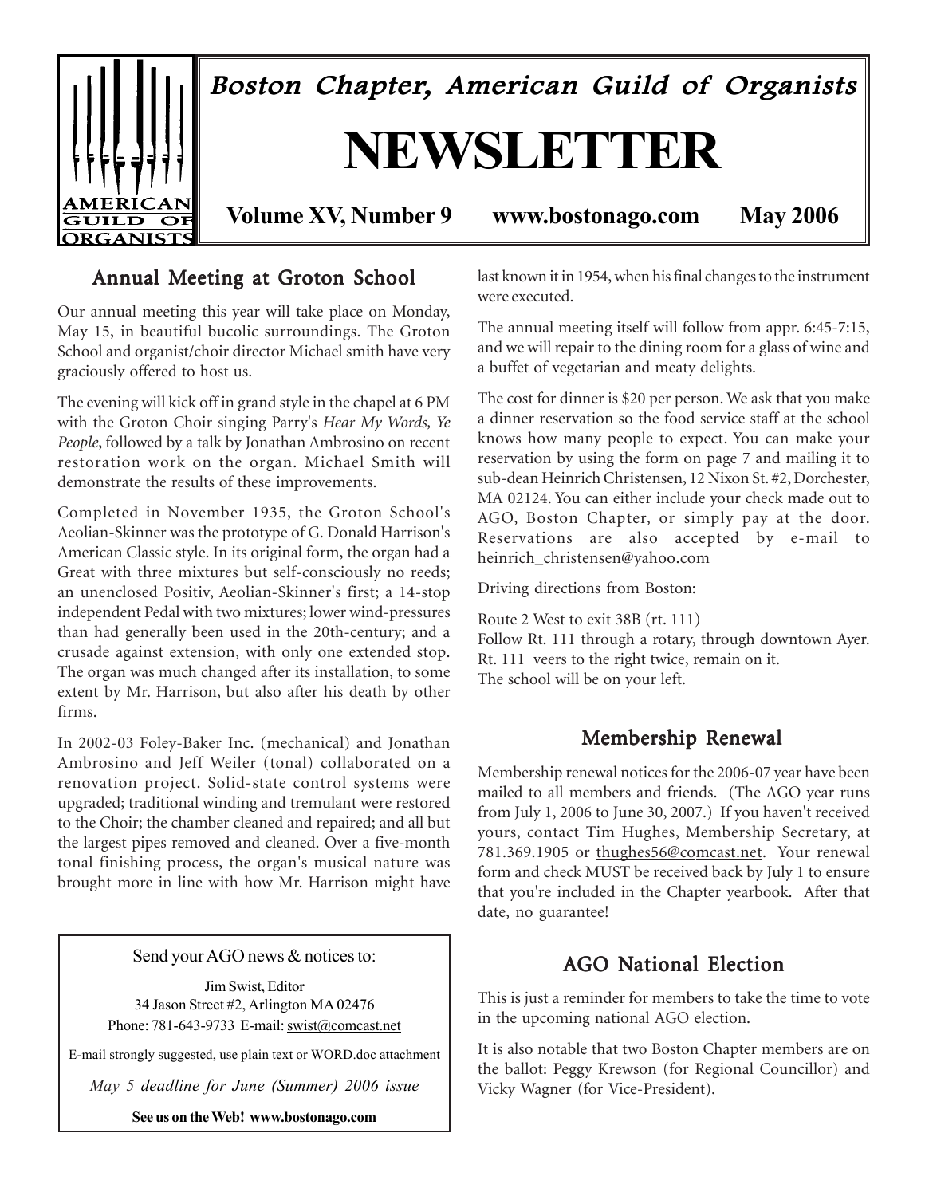# Boston Chapter, American Guild of Organists

# NEWSLETTER

**Volume XV, Number 9 www.bostonago.com May 2006**

## Annual Meeting at Groton School

Our annual meeting this year will take place on Monday, May 15, in beautiful bucolic surroundings. The Groton School and organist/choir director Michael smith have very graciously offered to host us.

The evening will kick off in grand style in the chapel at 6 PM with the Groton Choir singing Parry's *Hear My Words, Ye People*, followed by a talk by Jonathan Ambrosino on recent restoration work on the organ. Michael Smith will demonstrate the results of these improvements.

Completed in November 1935, the Groton School's Aeolian-Skinner was the prototype of G. Donald Harrison's American Classic style. In its original form, the organ had a Great with three mixtures but self-consciously no reeds; an unenclosed Positiv, Aeolian-Skinner's first; a 14-stop independent Pedal with two mixtures; lower wind-pressures than had generally been used in the 20th-century; and a crusade against extension, with only one extended stop. The organ was much changed after its installation, to some extent by Mr. Harrison, but also after his death by other firms.

In 2002-03 Foley-Baker Inc. (mechanical) and Jonathan Ambrosino and Jeff Weiler (tonal) collaborated on a renovation project. Solid-state control systems were upgraded; traditional winding and tremulant were restored to the Choir; the chamber cleaned and repaired; and all but the largest pipes removed and cleaned. Over a five-month tonal finishing process, the organ's musical nature was brought more in line with how Mr. Harrison might have last known it in 1954, when his final changes to the instrument were executed.

The annual meeting itself will follow from appr. 6:45-7:15, and we will repair to the dining room for a glass of wine and a buffet of vegetarian and meaty delights.

The cost for dinner is $20 per person. We ask that you make a dinner reservation so the food service staff at the school knows how many people to expect. You can make your reservation by using the form on page 7 and mailing it to sub-dean Heinrich Christensen, 12 Nixon St. #2, Dorchester, MA 02124. You can either include your check made out to AGO, Boston Chapter, or simply pay at the door. Reservations are also accepted by e-mail to heinrich_christensen@yahoo.com

Driving directions from Boston:

Route 2 West to exit 38B (rt. 111)
Follow Rt. 111 through a rotary, through downtown Ayer.
Rt. 111 veers to the right twice, remain on it.
The school will be on your left.

## Membership Renewal

Membership renewal notices for the 2006-07 year have been mailed to all members and friends. (The AGO year runs from July 1, 2006 to June 30, 2007.) If you haven't received yours, contact Tim Hughes, Membership Secretary, at 781.369.1905 or thughes56@comcast.net. Your renewal form and check MUST be received back by July 1 to ensure that you're included in the Chapter yearbook. After that date, no guarantee!

## AGO National Election

This is just a reminder for members to take the time to vote in the upcoming national AGO election.

It is also notable that two Boston Chapter members are on the ballot: Peggy Krewson (for Regional Councillor) and Vicky Wagner (for Vice-President).

---

Send your AGO news & notices to:

Jim Swist, Editor
34 Jason Street #2, Arlington MA 02476
Phone: 781-643-9733 E-mail: swist@comcast.net

E-mail strongly suggested, use plain text or WORD.doc attachment

*May 5 deadline for June (Summer) 2006 issue*

**See us on the Web! www.bostonago.com**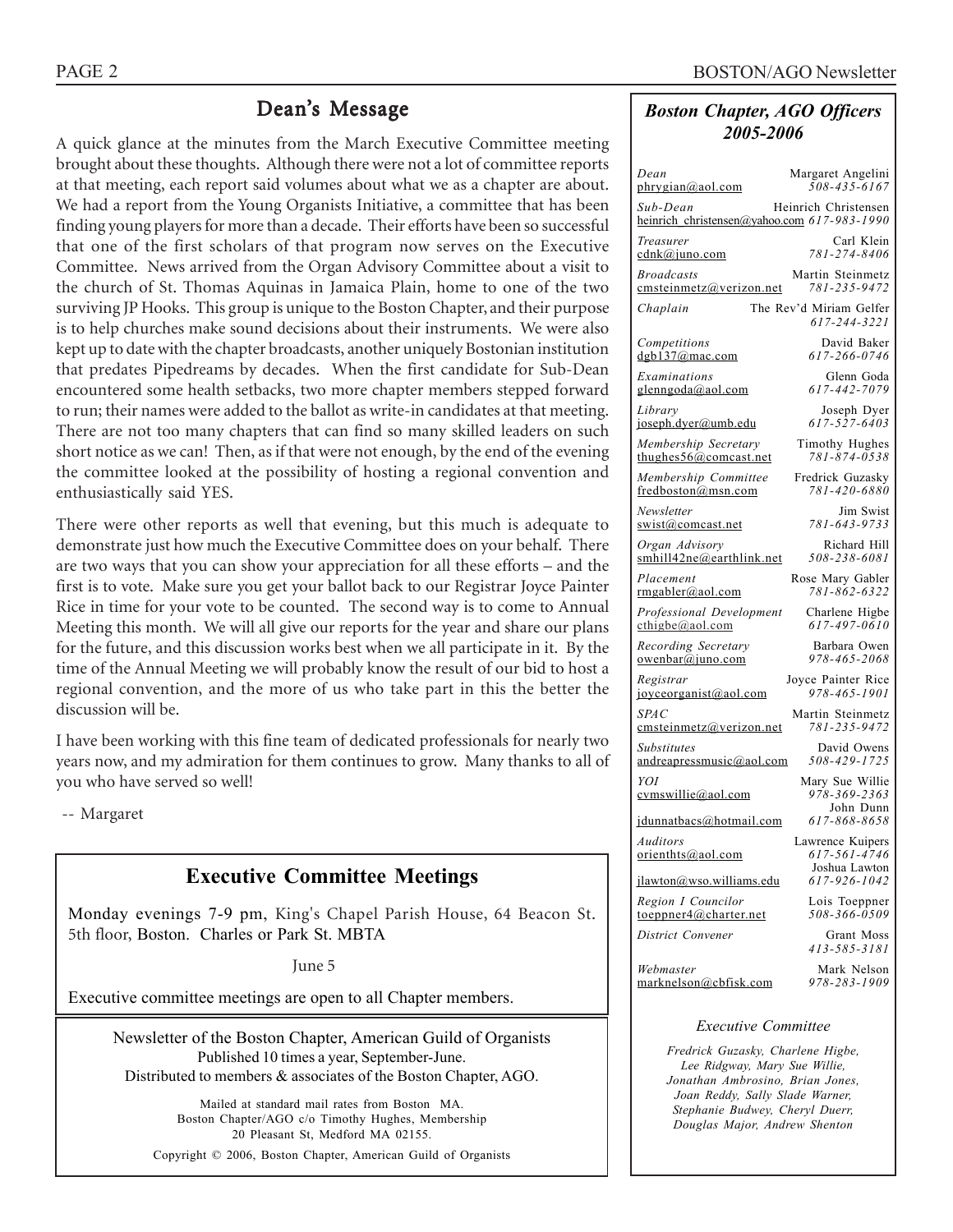## Dean's Message

A quick glance at the minutes from the March Executive Committee meeting brought about these thoughts. Although there were not a lot of committee reports at that meeting, each report said volumes about what we as a chapter are about. We had a report from the Young Organists Initiative, a committee that has been finding young players for more than a decade. Their efforts have been so successful that one of the first scholars of that program now serves on the Executive Committee. News arrived from the Organ Advisory Committee about a visit to the church of St. Thomas Aquinas in Jamaica Plain, home to one of the two surviving JP Hooks. This group is unique to the Boston Chapter, and their purpose is to help churches make sound decisions about their instruments. We were also kept up to date with the chapter broadcasts, another uniquely Bostonian institution that predates Pipedreams by decades. When the first candidate for Sub-Dean encountered some health setbacks, two more chapter members stepped forward to run; their names were added to the ballot as write-in candidates at that meeting. There are not too many chapters that can find so many skilled leaders on such short notice as we can! Then, as if that were not enough, by the end of the evening the committee looked at the possibility of hosting a regional convention and enthusiastically said YES.

There were other reports as well that evening, but this much is adequate to demonstrate just how much the Executive Committee does on your behalf. There are two ways that you can show your appreciation for all these efforts – and the first is to vote. Make sure you get your ballot back to our Registrar Joyce Painter Rice in time for your vote to be counted. The second way is to come to Annual Meeting this month. We will all give our reports for the year and share our plans for the future, and this discussion works best when we all participate in it. By the time of the Annual Meeting we will probably know the result of our bid to host a regional convention, and the more of us who take part in this the better the discussion will be.

I have been working with this fine team of dedicated professionals for nearly two years now, and my admiration for them continues to grow. Many thanks to all of you who have served so well!

-- Margaret

## Executive Committee Meetings

Monday evenings 7-9 pm, King's Chapel Parish House, 64 Beacon St. 5th floor, Boston. Charles or Park St. MBTA

June 5

Executive committee meetings are open to all Chapter members.

Newsletter of the Boston Chapter, American Guild of Organists
Published 10 times a year, September-June.
Distributed to members & associates of the Boston Chapter, AGO.

Mailed at standard mail rates from Boston MA.
Boston Chapter/AGO c/o Timothy Hughes, Membership
20 Pleasant St, Medford MA 02155.

Copyright © 2006, Boston Chapter, American Guild of Organists

## *Boston Chapter, AGO Officers 2005-2006*

| | | |
|---|---|---|
| *Dean* | Margaret Angelini | |
| phrygian@aol.com | *508-435-6167* | |
| *Sub-Dean* | Heinrich Christensen | |
| heinrich_christensen@yahoo.com | *617-983-1990* | |
| *Treasurer* | Carl Klein | |
| cdnk@juno.com | *781-274-8406* | |
| *Broadcasts* | Martin Steinmetz | |
| cmsteinmetz@verizon.net | *781-235-9472* | |
| *Chaplain* | The Rev'd Miriam Gelfer | |
| | *617-244-3221* | |
| *Competitions* | David Baker | |
| dgb137@mac.com | *617-266-0746* | |
| *Examinations* | Glenn Goda | |
| glenngoda@aol.com | *617-442-7079* | |
| *Library* | Joseph Dyer | |
| joseph.dyer@umb.edu | *617-527-6403* | |
| *Membership Secretary* | Timothy Hughes | |
| thughes56@comcast.net | *781-874-0538* | |
| *Membership Committee* | Fredrick Guzasky | |
| fredboston@msn.com | *781-420-6880* | |
| *Newsletter* | Jim Swist | |
| swist@comcast.net | *781-643-9733* | |
| *Organ Advisory* | Richard Hill | |
| smhill42ne@earthlink.net | *508-238-6081* | |
| *Placement* | Rose Mary Gabler | |
| rmgabler@aol.com | *781-862-6322* | |
| *Professional Development* | Charlene Higbe | |
| cthigbe@aol.com | *617-497-0610* | |
| *Recording Secretary* | Barbara Owen | |
| owenbar@juno.com | *978-465-2068* | |
| *Registrar* | Joyce Painter Rice | |
| joyceorganist@aol.com | *978-465-1901* | |
| *SPAC* | Martin Steinmetz | |
| cmsteinmetz@verizon.net | *781-235-9472* | |
| *Substitutes* | David Owens | |
| andreapressmusic@aol.com | *508-429-1725* | |
| *YOI* | Mary Sue Willie | |
| cvmswillie@aol.com | *978-369-2363* | |
| | John Dunn | |
| jdunnatbacs@hotmail.com | *617-868-8658* | |
| *Auditors* | Lawrence Kuipers | |
| orienthts@aol.com | *617-561-4746* | |
| | Joshua Lawton | |
| jlawton@wso.williams.edu | *617-926-1042* | |
| *Region I Councilor* | Lois Toeppner | |
| toeppner4@charter.net | *508-366-0509* | |
| *District Convener* | Grant Moss | |
| | *413-585-3181* | |
| *Webmaster* | Mark Nelson | |
| marknelson@cbfisk.com | *978-283-1909* | |

*Executive Committee*

*Fredrick Guzasky, Charlene Higbe, Lee Ridgway, Mary Sue Willie, Jonathan Ambrosino, Brian Jones, Joan Reddy, Sally Slade Warner, Stephanie Budwey, Cheryl Duerr, Douglas Major, Andrew Shenton*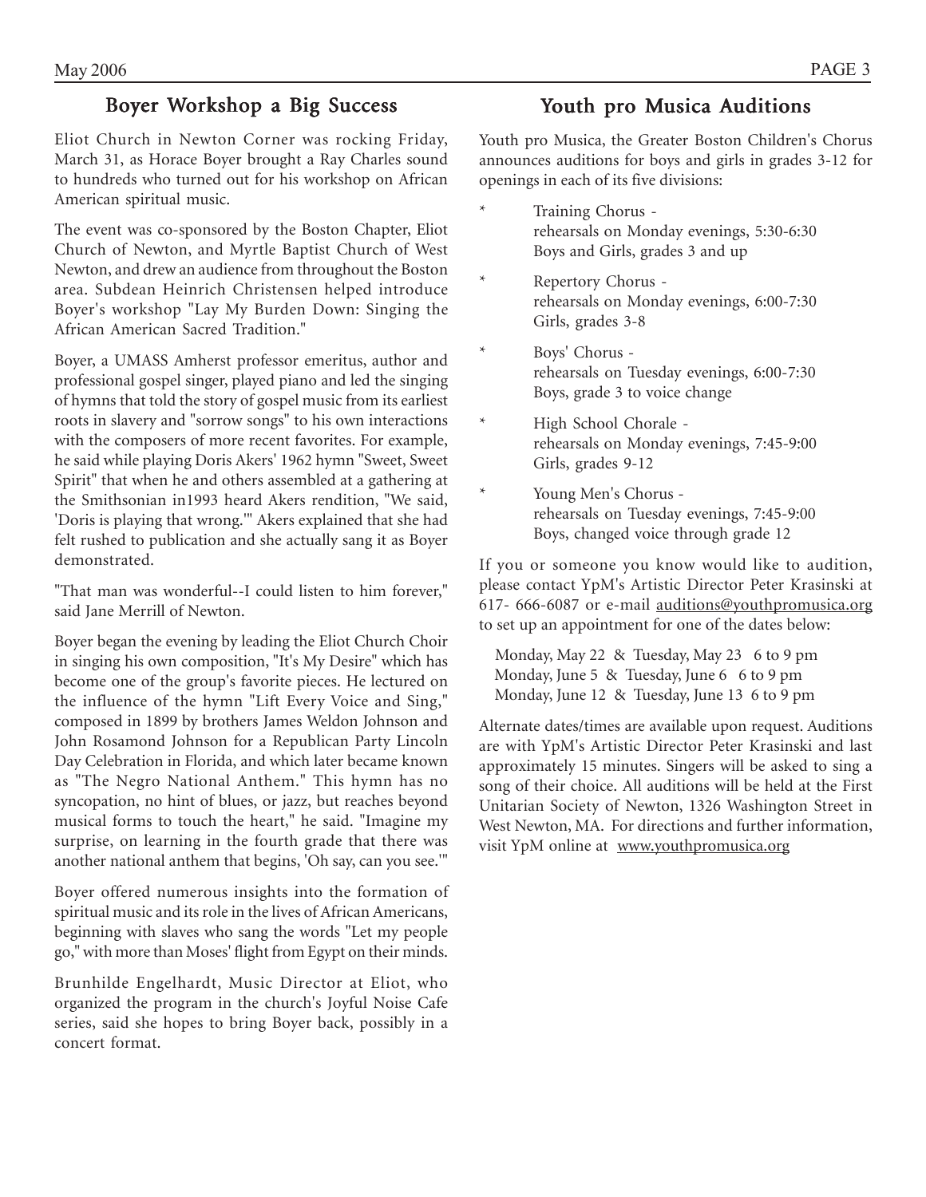## Boyer Workshop a Big Success

Eliot Church in Newton Corner was rocking Friday, March 31, as Horace Boyer brought a Ray Charles sound to hundreds who turned out for his workshop on African American spiritual music.

The event was co-sponsored by the Boston Chapter, Eliot Church of Newton, and Myrtle Baptist Church of West Newton, and drew an audience from throughout the Boston area. Subdean Heinrich Christensen helped introduce Boyer's workshop "Lay My Burden Down: Singing the African American Sacred Tradition."

Boyer, a UMASS Amherst professor emeritus, author and professional gospel singer, played piano and led the singing of hymns that told the story of gospel music from its earliest roots in slavery and "sorrow songs" to his own interactions with the composers of more recent favorites. For example, he said while playing Doris Akers' 1962 hymn "Sweet, Sweet Spirit" that when he and others assembled at a gathering at the Smithsonian in1993 heard Akers rendition, "We said, 'Doris is playing that wrong.'" Akers explained that she had felt rushed to publication and she actually sang it as Boyer demonstrated.

"That man was wonderful--I could listen to him forever," said Jane Merrill of Newton.

Boyer began the evening by leading the Eliot Church Choir in singing his own composition, "It's My Desire" which has become one of the group's favorite pieces. He lectured on the influence of the hymn "Lift Every Voice and Sing," composed in 1899 by brothers James Weldon Johnson and John Rosamond Johnson for a Republican Party Lincoln Day Celebration in Florida, and which later became known as "The Negro National Anthem." This hymn has no syncopation, no hint of blues, or jazz, but reaches beyond musical forms to touch the heart," he said. "Imagine my surprise, on learning in the fourth grade that there was another national anthem that begins, 'Oh say, can you see.'"

Boyer offered numerous insights into the formation of spiritual music and its role in the lives of African Americans, beginning with slaves who sang the words "Let my people go," with more than Moses' flight from Egypt on their minds.

Brunhilde Engelhardt, Music Director at Eliot, who organized the program in the church's Joyful Noise Cafe series, said she hopes to bring Boyer back, possibly in a concert format.

## Youth pro Musica Auditions

Youth pro Musica, the Greater Boston Children's Chorus announces auditions for boys and girls in grades 3-12 for openings in each of its five divisions:

- Training Chorus -
  rehearsals on Monday evenings, 5:30-6:30
  Boys and Girls, grades 3 and up
- Repertory Chorus -
  rehearsals on Monday evenings, 6:00-7:30
  Girls, grades 3-8
- Boys' Chorus -
  rehearsals on Tuesday evenings, 6:00-7:30
  Boys, grade 3 to voice change
- High School Chorale -
  rehearsals on Monday evenings, 7:45-9:00
  Girls, grades 9-12
- Young Men's Chorus -
  rehearsals on Tuesday evenings, 7:45-9:00
  Boys, changed voice through grade 12

If you or someone you know would like to audition, please contact YpM's Artistic Director Peter Krasinski at 617- 666-6087 or e-mail auditions@youthpromusica.org to set up an appointment for one of the dates below:

Monday, May 22 & Tuesday, May 23 6 to 9 pm
Monday, June 5 & Tuesday, June 6 6 to 9 pm
Monday, June 12 & Tuesday, June 13 6 to 9 pm

Alternate dates/times are available upon request. Auditions are with YpM's Artistic Director Peter Krasinski and last approximately 15 minutes. Singers will be asked to sing a song of their choice. All auditions will be held at the First Unitarian Society of Newton, 1326 Washington Street in West Newton, MA. For directions and further information, visit YpM online at www.youthpromusica.org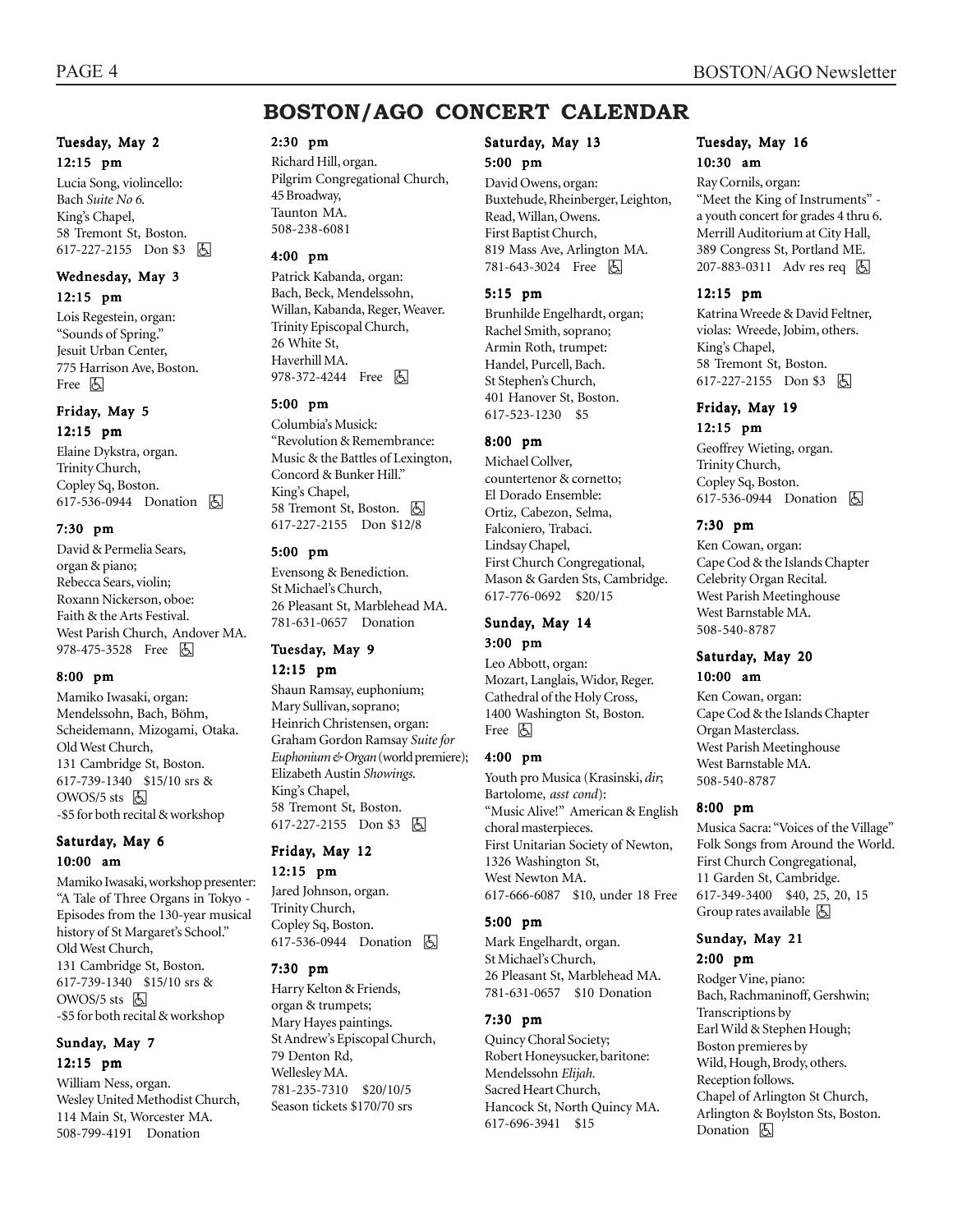# BOSTON/AGO CONCERT CALENDAR

### Tuesday, May 2

**12:15 pm**

Lucia Song, violincello:
Bach *Suite No 6.*
King's Chapel,
58 Tremont St, Boston.
617-227-2155 Don $3 ♿

### Wednesday, May 3

**12:15 pm**

Lois Regestein, organ:
"Sounds of Spring."
Jesuit Urban Center,
775 Harrison Ave, Boston.
Free ♿

### Friday, May 5

**12:15 pm**

Elaine Dykstra, organ.
Trinity Church,
Copley Sq, Boston.
617-536-0944 Donation ♿

**7:30 pm**

David & Permelia Sears,
organ & piano;
Rebecca Sears, violin;
Roxann Nickerson, oboe:
Faith & the Arts Festival.
West Parish Church, Andover MA.
978-475-3528 Free ♿

**8:00 pm**

Mamiko Iwasaki, organ:
Mendelssohn, Bach, Böhm,
Scheidemann, Mizogami, Otaka.
Old West Church,
131 Cambridge St, Boston.
617-739-1340 $15/10 srs &
OWOS/5 sts ♿
-$5 for both recital & workshop

### Saturday, May 6

**10:00 am**

Mamiko Iwasaki, workshop presenter:
"A Tale of Three Organs in Tokyo -
Episodes from the 130-year musical
history of St Margaret's School."
Old West Church,
131 Cambridge St, Boston.
617-739-1340 $15/10 srs &
OWOS/5 sts ♿
-$5 for both recital & workshop

### Sunday, May 7

**12:15 pm**

William Ness, organ.
Wesley United Methodist Church,
114 Main St, Worcester MA.
508-799-4191 Donation

**2:30 pm**

Richard Hill, organ.
Pilgrim Congregational Church,
45 Broadway,
Taunton MA.
508-238-6081

**4:00 pm**

Patrick Kabanda, organ:
Bach, Beck, Mendelssohn,
Willan, Kabanda, Reger, Weaver.
Trinity Episcopal Church,
26 White St,
Haverhill MA.
978-372-4244 Free ♿

**5:00 pm**

Columbia's Musick:
"Revolution & Remembrance:
Music & the Battles of Lexington,
Concord & Bunker Hill."
King's Chapel,
58 Tremont St, Boston. ♿
617-227-2155 Don $12/8

**5:00 pm**

Evensong & Benediction.
St Michael's Church,
26 Pleasant St, Marblehead MA.
781-631-0657 Donation

### Tuesday, May 9

**12:15 pm**

Shaun Ramsay, euphonium;
Mary Sullivan, soprano;
Heinrich Christensen, organ:
Graham Gordon Ramsay *Suite for Euphonium & Organ* (world premiere);
Elizabeth Austin *Showings.*
King's Chapel,
58 Tremont St, Boston.
617-227-2155 Don $3 ♿

### Friday, May 12

**12:15 pm**

Jared Johnson, organ.
Trinity Church,
Copley Sq, Boston.
617-536-0944 Donation ♿

**7:30 pm**

Harry Kelton & Friends,
organ & trumpets;
Mary Hayes paintings.
St Andrew's Episcopal Church,
79 Denton Rd,
Wellesley MA.
781-235-7310 $20/10/5
Season tickets $170/70 srs

### Saturday, May 13

**5:00 pm**

David Owens, organ:
Buxtehude, Rheinberger, Leighton,
Read, Willan, Owens.
First Baptist Church,
819 Mass Ave, Arlington MA.
781-643-3024 Free ♿

**5:15 pm**

Brunhilde Engelhardt, organ;
Rachel Smith, soprano;
Armin Roth, trumpet:
Handel, Purcell, Bach.
St Stephen's Church,
401 Hanover St, Boston.
617-523-1230 $5

**8:00 pm**

Michael Collver,
countertenor & cornetto;
El Dorado Ensemble:
Ortiz, Cabezon, Selma,
Falconiero, Trabaci.
Lindsay Chapel,
First Church Congregational,
Mason & Garden Sts, Cambridge.
617-776-0692 $20/15

### Sunday, May 14

**3:00 pm**

Leo Abbott, organ:
Mozart, Langlais, Widor, Reger.
Cathedral of the Holy Cross,
1400 Washington St, Boston.
Free ♿

**4:00 pm**

Youth pro Musica (Krasinski, *dir*;
Bartolome, *asst cond*):
"Music Alive!" American & English
choral masterpieces.
First Unitarian Society of Newton,
1326 Washington St,
West Newton MA.
617-666-6087 $10, under 18 Free

**5:00 pm**

Mark Engelhardt, organ.
St Michael's Church,
26 Pleasant St, Marblehead MA.
781-631-0657 $10 Donation

**7:30 pm**

Quincy Choral Society;
Robert Honeysucker, baritone:
Mendelssohn *Elijah.*
Sacred Heart Church,
Hancock St, North Quincy MA.
617-696-3941 $15

### Tuesday, May 16

**10:30 am**

Ray Cornils, organ:
"Meet the King of Instruments" -
a youth concert for grades 4 thru 6.
Merrill Auditorium at City Hall,
389 Congress St, Portland ME.
207-883-0311 Adv res req ♿

**12:15 pm**

Katrina Wreede & David Feltner,
violas: Wreede, Jobim, others.
King's Chapel,
58 Tremont St, Boston.
617-227-2155 Don $3 ♿

### Friday, May 19

**12:15 pm**

Geoffrey Wieting, organ.
Trinity Church,
Copley Sq, Boston.
617-536-0944 Donation ♿

**7:30 pm**

Ken Cowan, organ:
Cape Cod & the Islands Chapter
Celebrity Organ Recital.
West Parish Meetinghouse
West Barnstable MA.
508-540-8787

### Saturday, May 20

**10:00 am**

Ken Cowan, organ:
Cape Cod & the Islands Chapter
Organ Masterclass.
West Parish Meetinghouse
West Barnstable MA.
508-540-8787

**8:00 pm**

Musica Sacra: "Voices of the Village"
Folk Songs from Around the World.
First Church Congregational,
11 Garden St, Cambridge.
617-349-3400 $40, 25, 20, 15
Group rates available ♿

### Sunday, May 21

**2:00 pm**

Rodger Vine, piano:
Bach, Rachmaninoff, Gershwin;
Transcriptions by
Earl Wild & Stephen Hough;
Boston premieres by
Wild, Hough, Brody, others.
Reception follows.
Chapel of Arlington St Church,
Arlington & Boylston Sts, Boston.
Donation ♿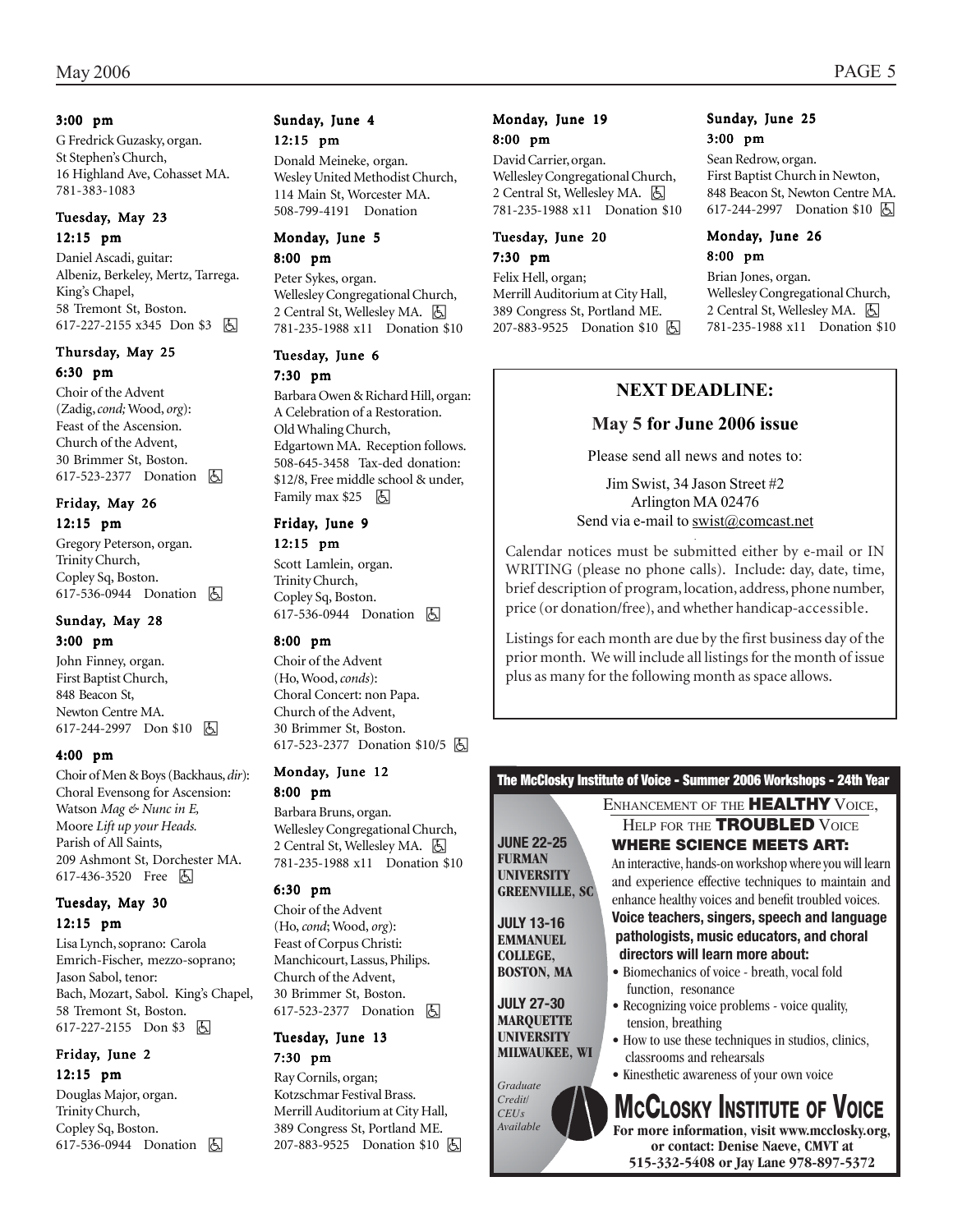**3:00 pm**

G Fredrick Guzasky, organ.
St Stephen's Church,
16 Highland Ave, Cohasset MA.
781-383-1083

**Tuesday, May 23**

**12:15 pm**

Daniel Ascadi, guitar:
Albeniz, Berkeley, Mertz, Tarrega.
King's Chapel,
58 Tremont St, Boston.
617-227-2155 x345 Don $3 ♿

**Thursday, May 25**

**6:30 pm**

Choir of the Advent
(Zadig, *cond;* Wood, *org*):
Feast of the Ascension.
Church of the Advent,
30 Brimmer St, Boston.
617-523-2377 Donation ♿

**Friday, May 26**

**12:15 pm**

Gregory Peterson, organ.
Trinity Church,
Copley Sq, Boston.
617-536-0944 Donation ♿

**Sunday, May 28**

**3:00 pm**

John Finney, organ.
First Baptist Church,
848 Beacon St,
Newton Centre MA.
617-244-2997 Don $10 ♿

**4:00 pm**

Choir of Men & Boys (Backhaus, *dir*):
Choral Evensong for Ascension:
Watson *Mag & Nunc in E,*
Moore *Lift up your Heads.*
Parish of All Saints,
209 Ashmont St, Dorchester MA.
617-436-3520 Free ♿

**Tuesday, May 30**

**12:15 pm**

Lisa Lynch, soprano: Carola Emrich-Fischer, mezzo-soprano; Jason Sabol, tenor:
Bach, Mozart, Sabol. King's Chapel,
58 Tremont St, Boston.
617-227-2155 Don $3 ♿

**Friday, June 2**

**12:15 pm**

Douglas Major, organ.
Trinity Church,
Copley Sq, Boston.
617-536-0944 Donation ♿

**Sunday, June 4**

**12:15 pm**

Donald Meineke, organ.
Wesley United Methodist Church,
114 Main St, Worcester MA.
508-799-4191 Donation

**Monday, June 5**

**8:00 pm**

Peter Sykes, organ.
Wellesley Congregational Church,
2 Central St, Wellesley MA. ♿
781-235-1988 x11 Donation $10

**Tuesday, June 6**

**7:30 pm**

Barbara Owen & Richard Hill, organ:
A Celebration of a Restoration.
Old Whaling Church,
Edgartown MA. Reception follows.
508-645-3458 Tax-ded donation:
$12/8, Free middle school & under,
Family max $25 ♿

**Friday, June 9**

**12:15 pm**

Scott Lamlein, organ.
Trinity Church,
Copley Sq, Boston.
617-536-0944 Donation ♿

**8:00 pm**

Choir of the Advent
(Ho, Wood, *conds*):
Choral Concert: non Papa.
Church of the Advent,
30 Brimmer St, Boston.
617-523-2377 Donation $10/5 ♿

**Monday, June 12**

**8:00 pm**

Barbara Bruns, organ.
Wellesley Congregational Church,
2 Central St, Wellesley MA. ♿
781-235-1988 x11 Donation $10

**6:30 pm**

Choir of the Advent
(Ho, *cond*; Wood, *org*):
Feast of Corpus Christi:
Manchicourt, Lassus, Philips.
Church of the Advent,
30 Brimmer St, Boston.
617-523-2377 Donation ♿

**Tuesday, June 13**

**7:30 pm**

Ray Cornils, organ;
Kotzschmar Festival Brass.
Merrill Auditorium at City Hall,
389 Congress St, Portland ME.
207-883-9525 Donation $10 ♿

**Monday, June 19**

**8:00 pm**

David Carrier, organ.
Wellesley Congregational Church,
2 Central St, Wellesley MA. ♿
781-235-1988 x11 Donation $10

**Tuesday, June 20**

**7:30 pm**

Felix Hell, organ;
Merrill Auditorium at City Hall,
389 Congress St, Portland ME.
207-883-9525 Donation $10 ♿

**Sunday, June 25**

**3:00 pm**

Sean Redrow, organ.
First Baptist Church in Newton,
848 Beacon St, Newton Centre MA.
617-244-2997 Donation $10 ♿

**Monday, June 26**

**8:00 pm**

Brian Jones, organ.
Wellesley Congregational Church,
2 Central St, Wellesley MA. ♿
781-235-1988 x11 Donation $10

## NEXT DEADLINE:

### May 5 for June 2006 issue

Please send all news and notes to:

Jim Swist, 34 Jason Street #2
Arlington MA 02476
Send via e-mail to swist@comcast.net

Calendar notices must be submitted either by e-mail or IN WRITING (please no phone calls). Include: day, date, time, brief description of program, location, address, phone number, price (or donation/free), and whether handicap-accessible.

Listings for each month are due by the first business day of the prior month. We will include all listings for the month of issue plus as many for the following month as space allows.

**The McClosky Institute of Voice - Summer 2006 Workshops - 24th Year**

ENHANCEMENT OF THE **HEALTHY** VOICE,
HELP FOR THE **TROUBLED** VOICE

**WHERE SCIENCE MEETS ART:**

An interactive, hands-on workshop where you will learn and experience effective techniques to maintain and enhance healthy voices and benefit troubled voices.

**Voice teachers, singers, speech and language pathologists, music educators, and choral directors will learn more about:**

- Biomechanics of voice - breath, vocal fold function, resonance
- Recognizing voice problems - voice quality, tension, breathing
- How to use these techniques in studios, clinics, classrooms and rehearsals
- Kinesthetic awareness of your own voice

**JUNE 22-25**
**FURMAN UNIVERSITY GREENVILLE, SC**

**JULY 13-16**
**EMMANUEL COLLEGE, BOSTON, MA**

**JULY 27-30**
**MARQUETTE UNIVERSITY MILWAUKEE, WI**

*Graduate Credit/ CEUs Available*

**MCCLOSKY INSTITUTE OF VOICE**

**For more information, visit www.mcclosky.org, or contact: Denise Naeve, CMVT at 515-332-5408 or Jay Lane 978-897-5372**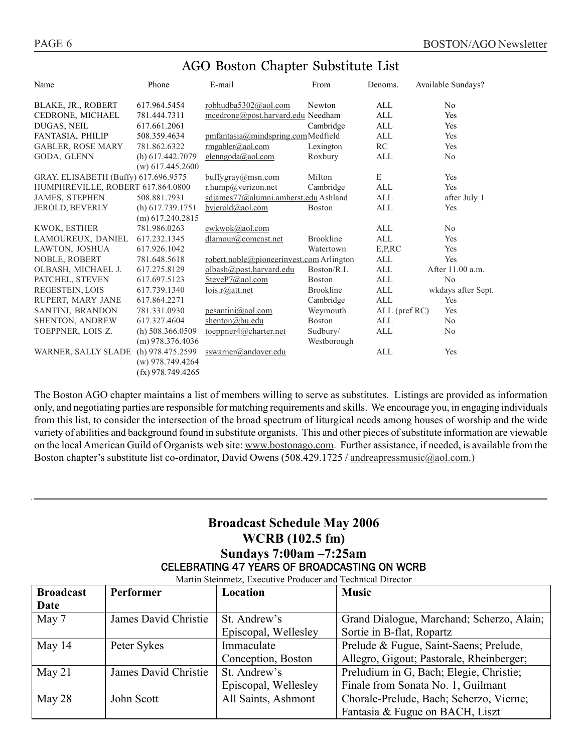# AGO Boston Chapter Substitute List

| Name | Phone | E-mail | From | Denoms. | Available Sundays? |
|---|---|---|---|---|---|
| BLAKE, JR., ROBERT | 617.964.5454 | robhudba5302@aol.com | Newton | ALL | No |
| CEDRONE, MICHAEL | 781.444.7311 | mcedrone@post.harvard.edu | Needham | ALL | Yes |
| DUGAS, NEIL | 617.661.2061 | | Cambridge | ALL | Yes |
| FANTASIA, PHILIP | 508.359.4634 | pmfantasia@mindspring.com | Medfield | ALL | Yes |
| GABLER, ROSE MARY | 781.862.6322 | rmgabler@aol.com | Lexington | RC | Yes |
| GODA, GLENN | (h) 617.442.7079 (w) 617.445.2600 | glenngoda@aol.com | Roxbury | ALL | No |
| GRAY, ELISABETH (Buffy) | 617.696.9575 | buffygray@msn.com | Milton | E | Yes |
| HUMPHREVILLE, ROBERT | 617.864.0800 | r.hump@verizon.net | Cambridge | ALL | Yes |
| JAMES, STEPHEN | 508.881.7931 | sdjames77@alumni.amherst.edu | Ashland | ALL | after July 1 |
| JEROLD, BEVERLY | (h) 617.739.1751 (m) 617.240.2815 | bvjerold@aol.com | Boston | ALL | Yes |
| KWOK, ESTHER | 781.986.0263 | ewkwok@aol.com | | ALL | No |
| LAMOUREUX, DANIEL | 617.232.1345 | dlamour@comcast.net | Brookline | ALL | Yes |
| LAWTON, JOSHUA | 617.926.1042 | | Watertown | E,P,RC | Yes |
| NOBLE, ROBERT | 781.648.5618 | robert.noble@pioneerinvest.com | Arlington | ALL | Yes |
| OLBASH, MICHAEL J. | 617.275.8129 | olbash@post.harvard.edu | Boston/R.I. | ALL | After 11.00 a.m. |
| PATCHEL, STEVEN | 617.697.5123 | SteveP7@aol.com | Boston | ALL | No |
| REGESTEIN, LOIS | 617.739.1340 | lois.r@att.net | Brookline | ALL | wkdays after Sept. |
| RUPERT, MARY JANE | 617.864.2271 | | Cambridge | ALL | Yes |
| SANTINI, BRANDON | 781.331.0930 | pesantini@aol.com | Weymouth | ALL (pref RC) | Yes |
| SHENTON, ANDREW | 617.327.4604 | shenton@bu.edu | Boston | ALL | No |
| TOEPPNER, LOIS Z. | (h) 508.366.0509 (m) 978.376.4036 | toeppner4@charter.net | Sudbury/ Westborough | ALL | No |
| WARNER, SALLY SLADE | (h) 978.475.2599 (w) 978.749.4264 (fx) 978.749.4265 | sswarner@andover.edu | | ALL | Yes |

The Boston AGO chapter maintains a list of members willing to serve as substitutes. Listings are provided as information only, and negotiating parties are responsible for matching requirements and skills. We encourage you, in engaging individuals from this list, to consider the intersection of the broad spectrum of liturgical needs among houses of worship and the wide variety of abilities and background found in substitute organists. This and other pieces of substitute information are viewable on the local American Guild of Organists web site: www.bostonago.com. Further assistance, if needed, is available from the Boston chapter's substitute list co-ordinator, David Owens (508.429.1725 / andreapressmusic@aol.com.)

---

## Broadcast Schedule May 2006
## WCRB (102.5 fm)
## Sundays 7:00am –7:25am

### CELEBRATING 47 YEARS OF BROADCASTING ON WCRB

Martin Steinmetz, Executive Producer and Technical Director

| Broadcast Date | Performer | Location | Music |
|---|---|---|---|
| May 7 | James David Christie | St. Andrew's Episcopal, Wellesley | Grand Dialogue, Marchand; Scherzo, Alain; Sortie in B-flat, Ropartz |
| May 14 | Peter Sykes | Immaculate Conception, Boston | Prelude & Fugue, Saint-Saens; Prelude, Allegro, Gigout; Pastorale, Rheinberger; |
| May 21 | James David Christie | St. Andrew's Episcopal, Wellesley | Preludium in G, Bach; Elegie, Christie; Finale from Sonata No. 1, Guilmant |
| May 28 | John Scott | All Saints, Ashmont | Chorale-Prelude, Bach; Scherzo, Vierne; Fantasia & Fugue on BACH, Liszt |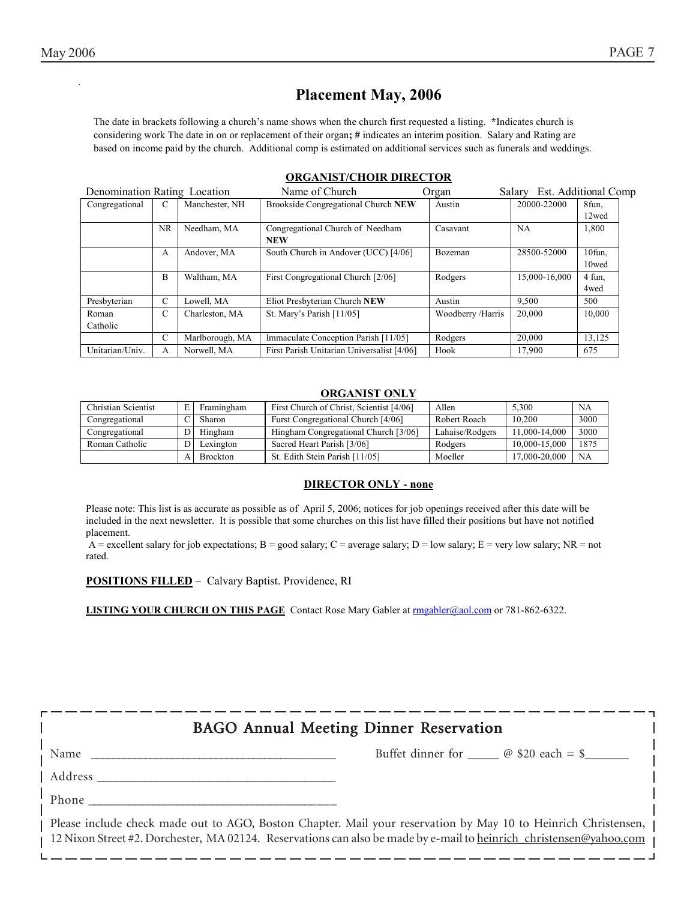# Placement May, 2006

The date in brackets following a church's name shows when the church first requested a listing. **\***Indicates church is considering work The date in on or replacement of their organ**;** **#** indicates an interim position. Salary and Rating are based on income paid by the church. Additional comp is estimated on additional services such as funerals and weddings.

## ORGANIST/CHOIR DIRECTOR

| Denomination | Rating | Location | Name of Church | Organ | Salary | Est. Additional Comp |
|---|---|---|---|---|---|---|
| Congregational | C | Manchester, NH | Brookside Congregational Church **NEW** | Austin | 20000-22000 | 8fun, 12wed |
| | NR | Needham, MA | Congregational Church of Needham **NEW** | Casavant | NA | 1,800 |
| | A | Andover, MA | South Church in Andover (UCC) [4/06] | Bozeman | 28500-52000 | 10fun, 10wed |
| | B | Waltham, MA | First Congregational Church [2/06] | Rodgers | 15,000-16,000 | 4 fun, 4wed |
| Presbyterian | C | Lowell, MA | Eliot Presbyterian Church **NEW** | Austin | 9,500 | 500 |
| Roman Catholic | C | Charleston, MA | St. Mary's Parish [11/05] | Woodberry /Harris | 20,000 | 10,000 |
| | C | Marlborough, MA | Immaculate Conception Parish [11/05] | Rodgers | 20,000 | 13,125 |
| Unitarian/Univ. | A | Norwell, MA | First Parish Unitarian Universalist [4/06] | Hook | 17,900 | 675 |

## ORGANIST ONLY

| | | | | | | |
|---|---|---|---|---|---|---|
| Christian Scientist | E | Framingham | First Church of Christ, Scientist [4/06] | Allen | 5,300 | NA |
| Congregational | C | Sharon | Furst Congregational Church [4/06] | Robert Roach | 10,200 | 3000 |
| Congregational | D | Hingham | Hingham Congregational Church [3/06] | Lahaise/Rodgers | 11,000-14,000 | 3000 |
| Roman Catholic | D | Lexington | Sacred Heart Parish [3/06] | Rodgers | 10,000-15,000 | 1875 |
| | A | Brockton | St. Edith Stein Parish [11/05] | Moeller | 17,000-20,000 | NA |

## DIRECTOR ONLY - none

Please note: This list is as accurate as possible as of April 5, 2006; notices for job openings received after this date will be included in the next newsletter. It is possible that some churches on this list have filled their positions but have not notified placement.

A = excellent salary for job expectations; B = good salary; C = average salary; D = low salary; E = very low salary; NR = not rated.

**POSITIONS FILLED** – Calvary Baptist. Providence, RI

**LISTING YOUR CHURCH ON THIS PAGE** Contact Rose Mary Gabler at rmgabler@aol.com or 781-862-6322.

## BAGO Annual Meeting Dinner Reservation

Name ________________________________________ Buffet dinner for _____ @ $20 each = $_______

Address ______________________________________

Phone ________________________________________

Please include check made out to AGO, Boston Chapter. Mail your reservation by May 10 to Heinrich Christensen, 12 Nixon Street #2. Dorchester, MA 02124. Reservations can also be made by e-mail to heinrich_christensen@yahoo.com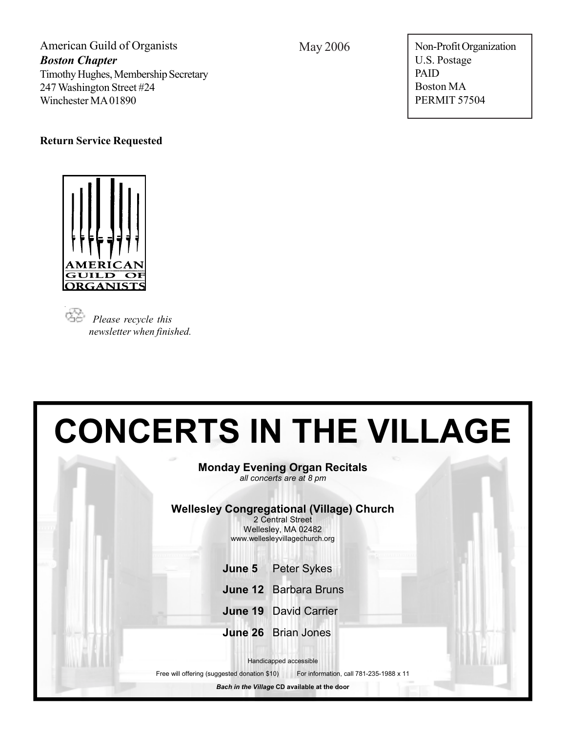American Guild of Organists
***Boston Chapter***
Timothy Hughes, Membership Secretary
247 Washington Street #24
Winchester MA 01890

May 2006

Non-Profit Organization
U.S. Postage
PAID
Boston MA
PERMIT 57504

**Return Service Requested**

AMERICAN GUILD OF ORGANISTS

*Please recycle this newsletter when finished.*

# CONCERTS IN THE VILLAGE

**Monday Evening Organ Recitals**
*all concerts are at 8 pm*

**Wellesley Congregational (Village) Church**
2 Central Street
Wellesley, MA 02482
www.wellesleyvillagechurch.org

**June 5** Peter Sykes

**June 12** Barbara Bruns

**June 19** David Carrier

**June 26** Brian Jones

Handicapped accessible

Free will offering (suggested donation $10) For information, call 781-235-1988 x 11

***Bach in the Village*** **CD available at the door**